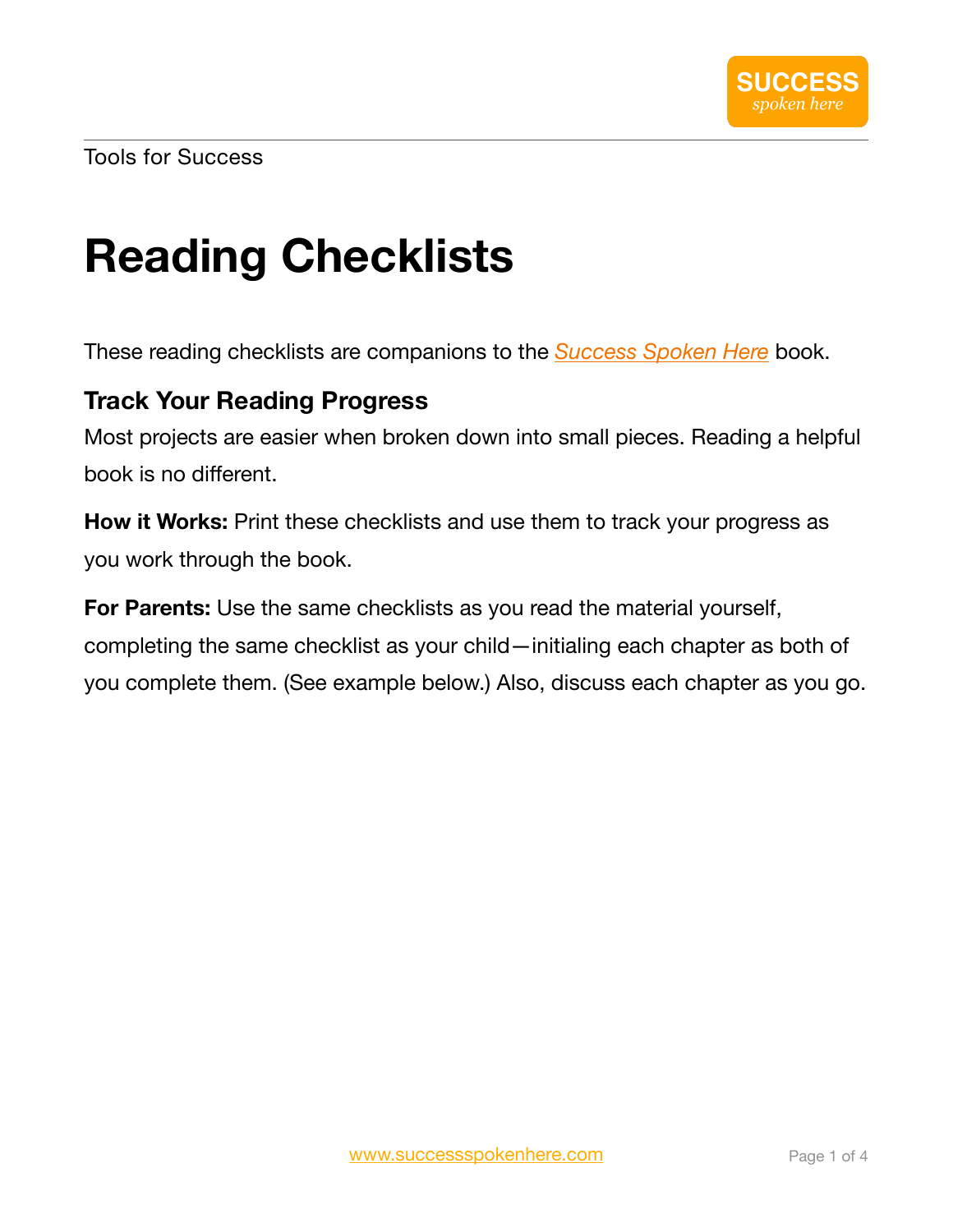Tools for Success

# Reading Checklists

These reading checklists are companions to the *Success Spoken Here* book.

## Track Your Reading Progress

Most projects are easier when broken down into small pieces. Reading a helpful book is no different.

**How it Works:** Print these checklists and use them to track your progress as you work through the book.

**For Parents:** Use the same checklists as you read the material yourself, completing the same checklist as your child—initialing each chapter as both of you complete them. (See example below.) Also, discuss each chapter as you go.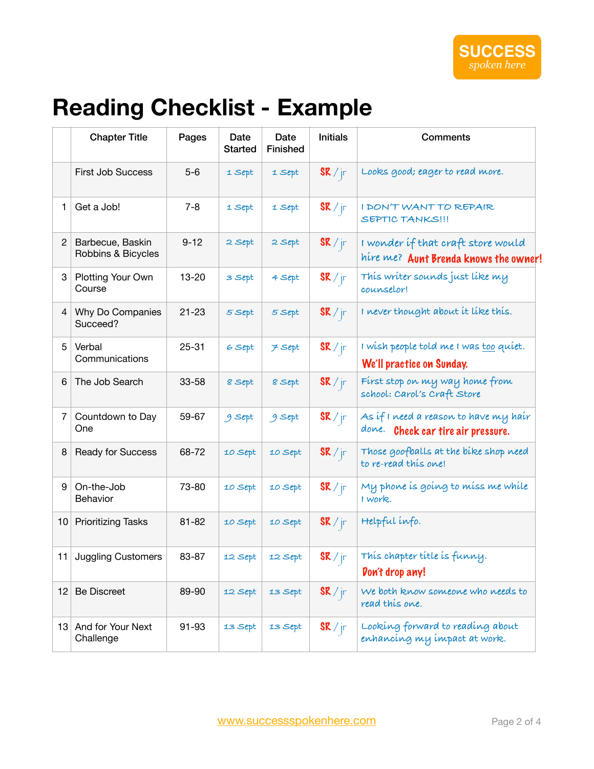# Reading Checklist - Example

|  | Chapter Title | Pages | Date Started | Date Finished | Initials | Comments |
|---|---|---|---|---|---|---|
|  | First Job Success | 5-6 | 1 Sept | 1 Sept | SR / jr | Looks good; eager to read more. |
| 1 | Get a Job! | 7-8 | 1 Sept | 1 Sept | SR / jr | I DON'T WANT TO REPAIR SEPTIC TANKS!!! |
| 2 | Barbecue, Baskin Robbins & Bicycles | 9-12 | 2 Sept | 2 Sept | SR / jr | I wonder if that craft store would hire me? Aunt Brenda knows the owner! |
| 3 | Plotting Your Own Course | 13-20 | 3 Sept | 4 Sept | SR / jr | This writer sounds just like my counselor! |
| 4 | Why Do Companies Succeed? | 21-23 | 5 Sept | 5 Sept | SR / jr | I never thought about it like this. |
| 5 | Verbal Communications | 25-31 | 6 Sept | 7 Sept | SR / jr | I wish people told me I was <u>too</u> quiet. We'll practice on Sunday. |
| 6 | The Job Search | 33-58 | 8 Sept | 8 Sept | SR / jr | First stop on my way home from school: Carol's Craft Store |
| 7 | Countdown to Day One | 59-67 | 9 Sept | 9 Sept | SR / jr | As if I need a reason to have my hair done. Check car tire air pressure. |
| 8 | Ready for Success | 68-72 | 10 Sept | 10 Sept | SR / jr | Those goofballs at the bike shop need to re-read this one! |
| 9 | On-the-Job Behavior | 73-80 | 10 Sept | 10 Sept | SR / jr | My phone is going to miss me while I work. |
| 10 | Prioritizing Tasks | 81-82 | 10 Sept | 10 Sept | SR / jr | Helpful info. |
| 11 | Juggling Customers | 83-87 | 12 Sept | 12 Sept | SR / jr | This chapter title is funny. Don't drop any! |
| 12 | Be Discreet | 89-90 | 12 Sept | 13 Sept | SR / jr | We both know someone who needs to read this one. |
| 13 | And for Your Next Challenge | 91-93 | 13 Sept | 13 Sept | SR / jr | Looking forward to reading about enhancing my impact at work. |

www.successspokenhere.com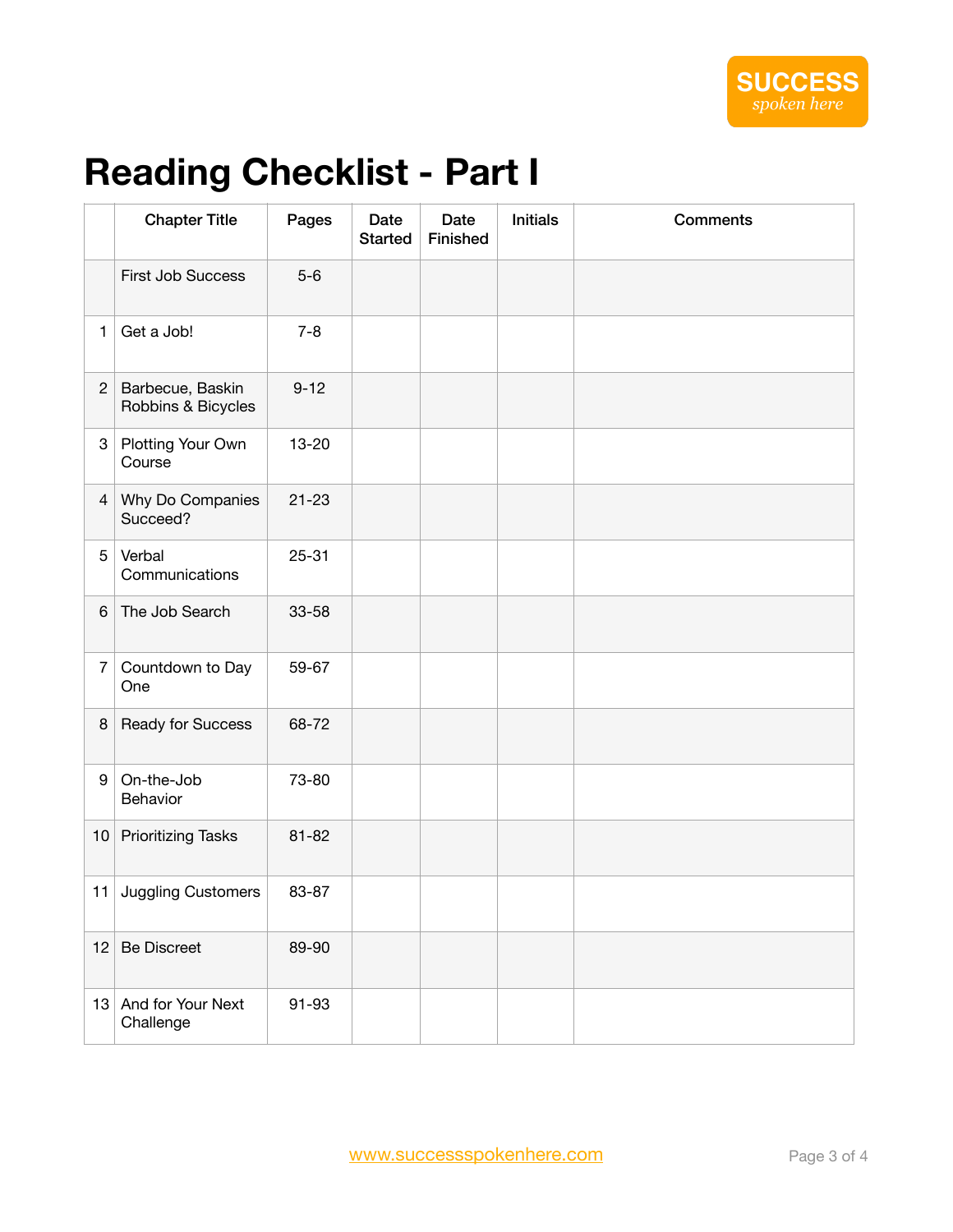SUCCESS
*spoken here*

# Reading Checklist - Part I

| | Chapter Title | Pages | Date Started | Date Finished | Initials | Comments |
|---|---|---|---|---|---|---|
| | First Job Success | 5-6 | | | | |
| 1 | Get a Job! | 7-8 | | | | |
| 2 | Barbecue, Baskin Robbins & Bicycles | 9-12 | | | | |
| 3 | Plotting Your Own Course | 13-20 | | | | |
| 4 | Why Do Companies Succeed? | 21-23 | | | | |
| 5 | Verbal Communications | 25-31 | | | | |
| 6 | The Job Search | 33-58 | | | | |
| 7 | Countdown to Day One | 59-67 | | | | |
| 8 | Ready for Success | 68-72 | | | | |
| 9 | On-the-Job Behavior | 73-80 | | | | |
| 10 | Prioritizing Tasks | 81-82 | | | | |
| 11 | Juggling Customers | 83-87 | | | | |
| 12 | Be Discreet | 89-90 | | | | |
| 13 | And for Your Next Challenge | 91-93 | | | | |

www.successspokenhere.com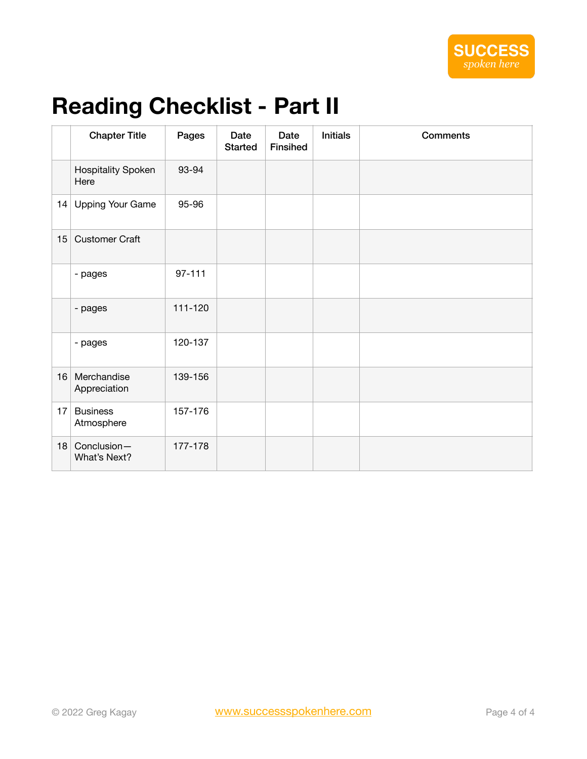# Reading Checklist - Part II

| | Chapter Title | Pages | Date Started | Date Finsihed | Initials | Comments |
|---|---|---|---|---|---|---|
| | Hospitality Spoken Here | 93-94 | | | | |
| 14 | Upping Your Game | 95-96 | | | | |
| 15 | Customer Craft | | | | | |
| | - pages | 97-111 | | | | |
| | - pages | 111-120 | | | | |
| | - pages | 120-137 | | | | |
| 16 | Merchandise Appreciation | 139-156 | | | | |
| 17 | Business Atmosphere | 157-176 | | | | |
| 18 | Conclusion—What's Next? | 177-178 | | | | |

© 2022 Greg Kagay

www.successspokenhere.com